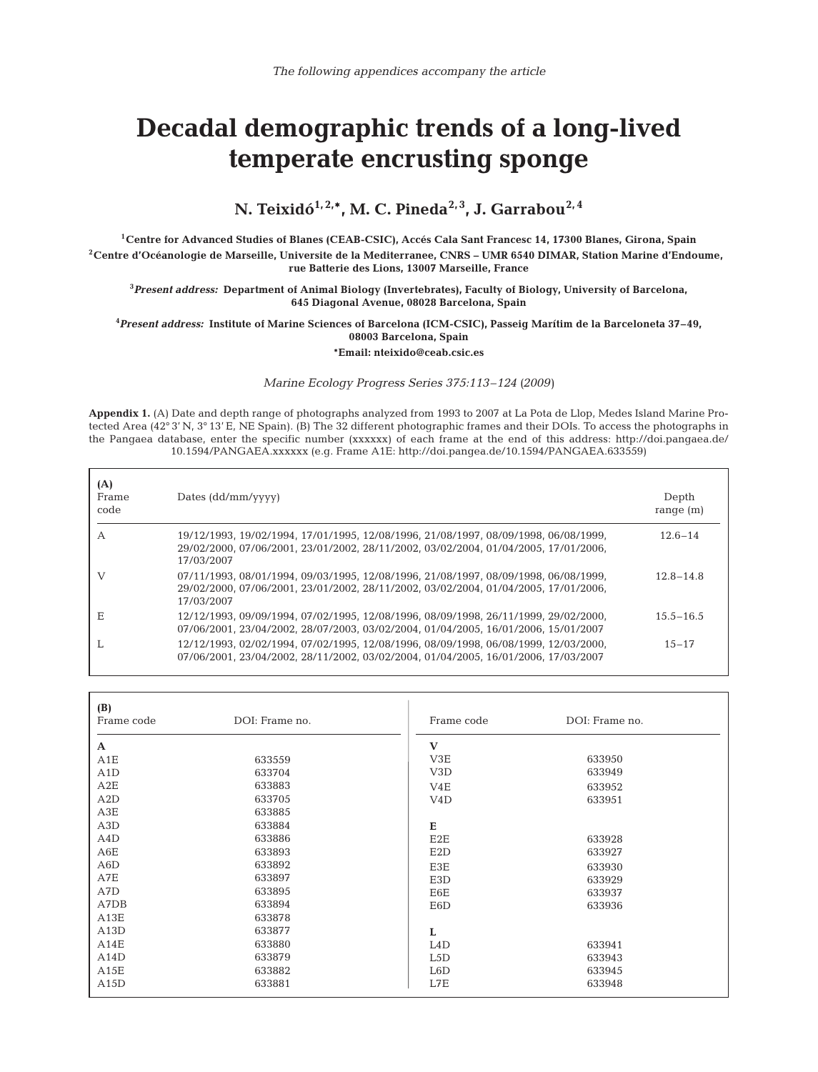*The following appendices accompany the article*

# Decadal demographic trends of a long-lived temperate encrusting sponge

**N. Teixidó[1,2,*], M. C. Pineda[2,3], J. Garrabou[2,4]**

[1]Centre for Advanced Studies of Blanes (CEAB-CSIC), Accés Cala Sant Francesc 14, 17300 Blanes, Girona, Spain

[2]Centre d'Océanologie de Marseille, Universite de la Mediterranee, CNRS – UMR 6540 DIMAR, Station Marine d'Endoume, rue Batterie des Lions, 13007 Marseille, France

[3]*Present address:* Department of Animal Biology (Invertebrates), Faculty of Biology, University of Barcelona, 645 Diagonal Avenue, 08028 Barcelona, Spain

[4]*Present address:* Institute of Marine Sciences of Barcelona (ICM-CSIC), Passeig Marítim de la Barceloneta 37–49, 08003 Barcelona, Spain

*Email: nteixido@ceab.csic.es

*Marine Ecology Progress Series 375:113–124 (2009)*

**Appendix 1.** (A) Date and depth range of photographs analyzed from 1993 to 2007 at La Pota de Llop, Medes Island Marine Protected Area (42° 3' N, 3° 13' E, NE Spain). (B) The 32 different photographic frames and their DOIs. To access the photographs in the Pangaea database, enter the specific number (xxxxxx) of each frame at the end of this address: http://doi.pangaea.de/10.1594/PANGAEA.xxxxxx (e.g. Frame A1E: http://doi.pangea.de/10.1594/PANGAEA.633559)

**(A)**

| Frame code | Dates (dd/mm/yyyy) | Depth range (m) |
|---|---|---|
| A | 19/12/1993, 19/02/1994, 17/01/1995, 12/08/1996, 21/08/1997, 08/09/1998, 06/08/1999, 29/02/2000, 07/06/2001, 23/01/2002, 28/11/2002, 03/02/2004, 01/04/2005, 17/01/2006, 17/03/2007 | 12.6–14 |
| V | 07/11/1993, 08/01/1994, 09/03/1995, 12/08/1996, 21/08/1997, 08/09/1998, 06/08/1999, 29/02/2000, 07/06/2001, 23/01/2002, 28/11/2002, 03/02/2004, 01/04/2005, 17/01/2006, 17/03/2007 | 12.8–14.8 |
| E | 12/12/1993, 09/09/1994, 07/02/1995, 12/08/1996, 08/09/1998, 26/11/1999, 29/02/2000, 07/06/2001, 23/04/2002, 28/07/2003, 03/02/2004, 01/04/2005, 16/01/2006, 15/01/2007 | 15.5–16.5 |
| L | 12/12/1993, 02/02/1994, 07/02/1995, 12/08/1996, 08/09/1998, 06/08/1999, 12/03/2000, 07/06/2001, 23/04/2002, 28/11/2002, 03/02/2004, 01/04/2005, 16/01/2006, 17/03/2007 | 15–17 |

**(B)**

| Frame code | DOI: Frame no. |
|---|---|
| **A** | |
| A1E | 633559 |
| A1D | 633704 |
| A2E | 633883 |
| A2D | 633705 |
| A3E | 633885 |
| A3D | 633884 |
| A4D | 633886 |
| A6E | 633893 |
| A6D | 633892 |
| A7E | 633897 |
| A7D | 633895 |
| A7DB | 633894 |
| A13E | 633878 |
| A13D | 633877 |
| A14E | 633880 |
| A14D | 633879 |
| A15E | 633882 |
| A15D | 633881 |
| **V** | |
| V3E | 633950 |
| V3D | 633949 |
| V4E | 633952 |
| V4D | 633951 |
| **E** | |
| E2E | 633928 |
| E2D | 633927 |
| E3E | 633930 |
| E3D | 633929 |
| E6E | 633937 |
| E6D | 633936 |
| **L** | |
| L4D | 633941 |
| L5D | 633943 |
| L6D | 633945 |
| L7E | 633948 |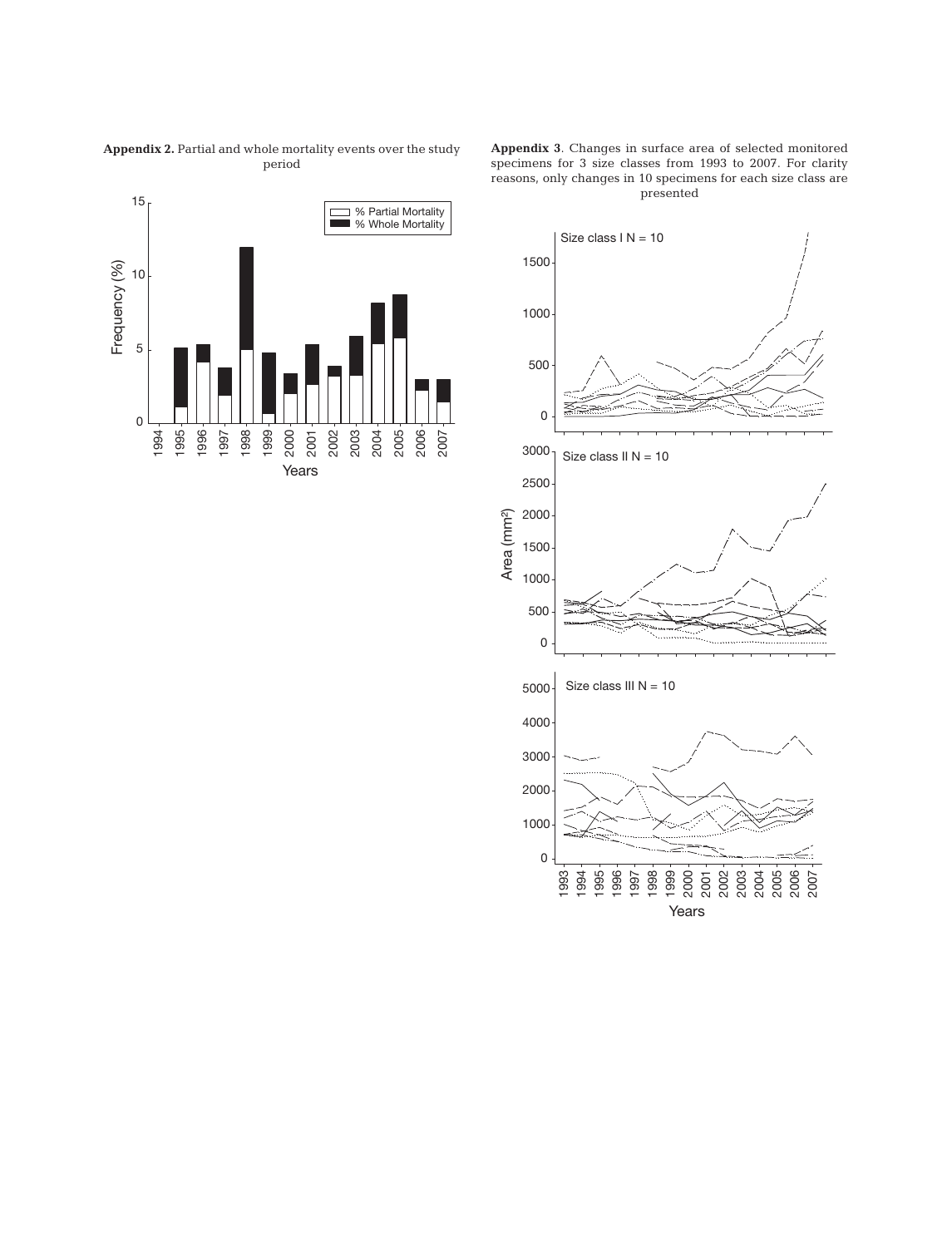**Appendix 2.** Partial and whole mortality events over the study period

15

10

5

0

Frequency (%)

% Partial Mortality

% Whole Mortality

1994 1995 1996 1997 1998 1999 2000 2001 2002 2003 2004 2005 2006 2007

Years

**Appendix 3**. Changes in surface area of selected monitored specimens for 3 size classes from 1993 to 2007. For clarity reasons, only changes in 10 specimens for each size class are presented

Size class I N = 10

1500

1000

500

0

Size class II N = 10

3000

2500

2000

1500

1000

500

0

Area (mm²)

Size class III N = 10

5000

4000

3000

2000

1000

0

1993 1994 1995 1996 1997 1998 1999 2000 2001 2002 2003 2004 2005 2006 2007

Years